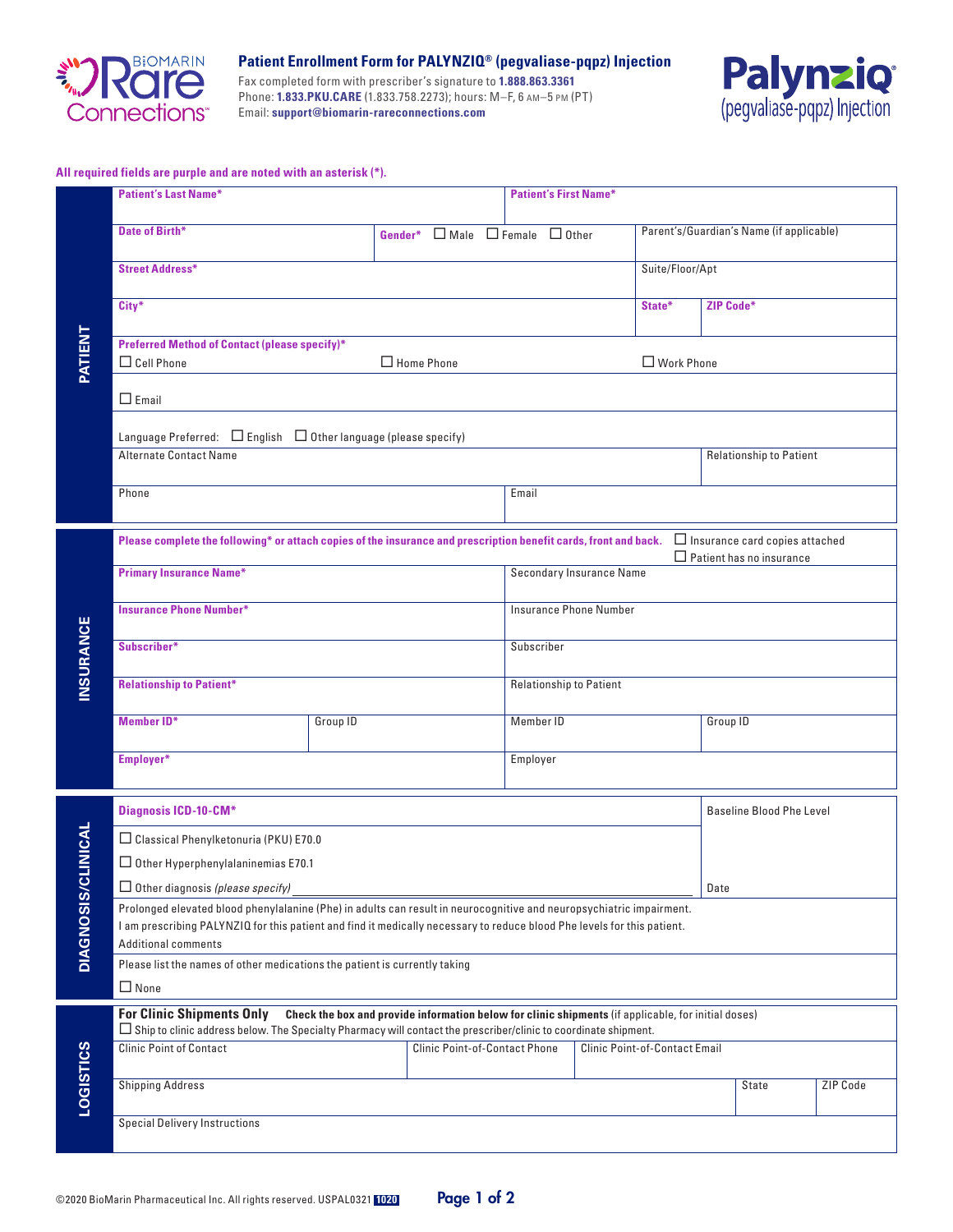# Patient Enrollment Form for PALYNZIQ® (pegvaliase-pqpz) Injection

Fax completed form with prescriber's signature to **1.888.863.3361**
Phone: **1.833.PKU.CARE** (1.833.758.2273); hours: M–F, 6 AM–5 PM (PT)
Email: **support@biomarin-rareconnections.com**

**All required fields are purple and are noted with an asterisk (*).**

## PATIENT

| Patient's Last Name* | | Patient's First Name* | |
|---|---|---|---|
| Date of Birth* | Gender* ☐ Male ☐ Female ☐ Other | Parent's/Guardian's Name (if applicable) | |
| Street Address* | | Suite/Floor/Apt | |
| City* | | State* | ZIP Code* |

**Preferred Method of Contact (please specify)***

☐ Cell Phone ☐ Home Phone ☐ Work Phone

☐ Email

Language Preferred: ☐ English ☐ Other language (please specify)

| Alternate Contact Name | Relationship to Patient |
|---|---|
| Phone | Email |

## INSURANCE

**Please complete the following* or attach copies of the insurance and prescription benefit cards, front and back.** ☐ Insurance card copies attached ☐ Patient has no insurance

| Primary Insurance Name* | | Secondary Insurance Name | |
|---|---|---|---|
| Insurance Phone Number* | | Insurance Phone Number | |
| Subscriber* | | Subscriber | |
| Relationship to Patient* | | Relationship to Patient | |
| Member ID* | Group ID | Member ID | Group ID |
| Employer* | | Employer | |

## DIAGNOSIS/CLINICAL

**Diagnosis ICD-10-CM*** | Baseline Blood Phe Level

☐ Classical Phenylketonuria (PKU) E70.0

☐ Other Hyperphenylalaninemias E70.1

☐ Other diagnosis *(please specify)* ______ | Date

Prolonged elevated blood phenylalanine (Phe) in adults can result in neurocognitive and neuropsychiatric impairment.
I am prescribing PALYNZIQ for this patient and find it medically necessary to reduce blood Phe levels for this patient.
Additional comments

Please list the names of other medications the patient is currently taking

☐ None

## LOGISTICS

**For Clinic Shipments Only** **Check the box and provide information below for clinic shipments** (if applicable, for initial doses)

☐ Ship to clinic address below. The Specialty Pharmacy will contact the prescriber/clinic to coordinate shipment.

| Clinic Point of Contact | Clinic Point-of-Contact Phone | Clinic Point-of-Contact Email | |
|---|---|---|---|
| Shipping Address | | State | ZIP Code |
| Special Delivery Instructions | | | |

©2020 BioMarin Pharmaceutical Inc. All rights reserved. USPAL0321 1020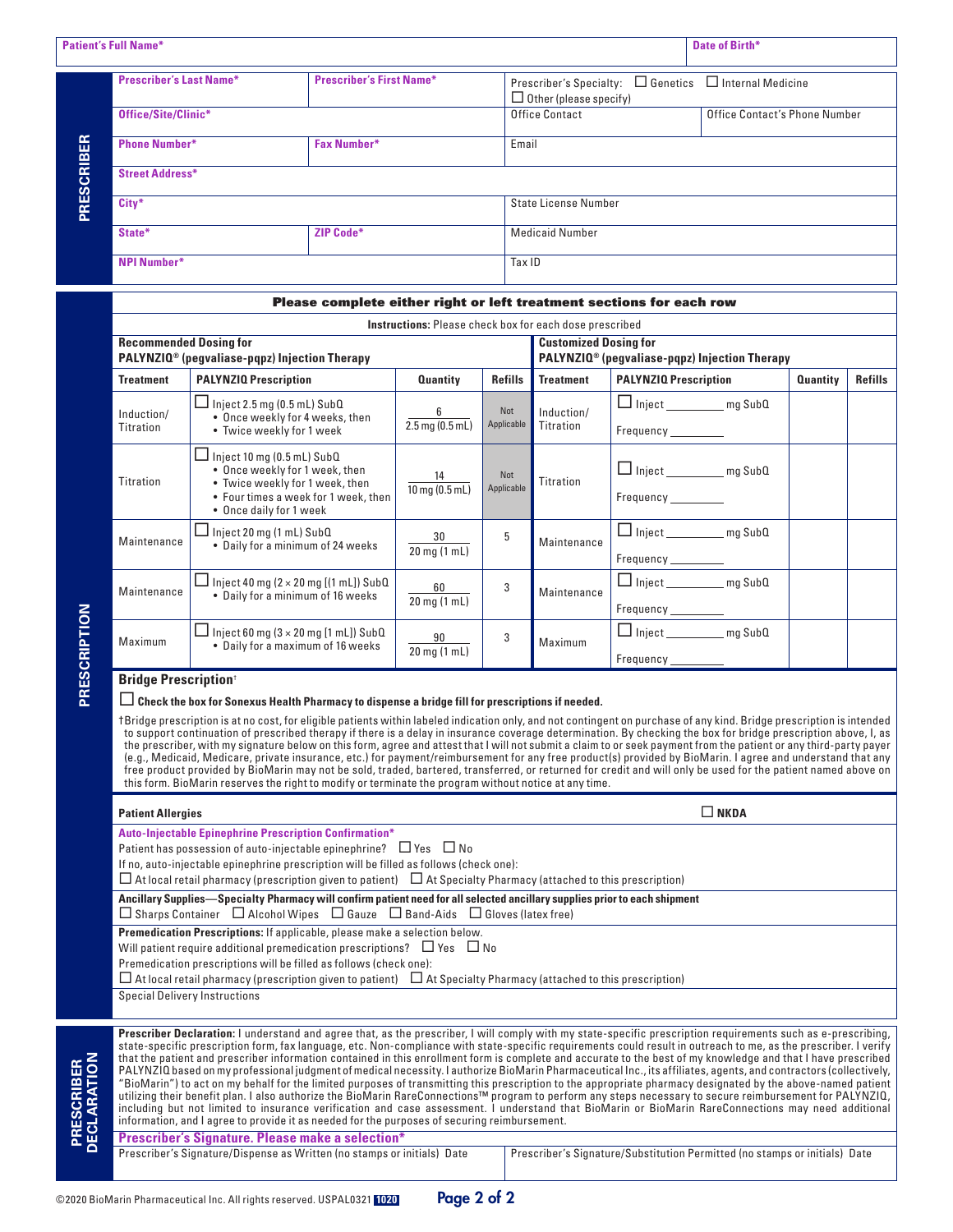| Patient's Full Name* | Date of Birth* |
| --- | --- |
| | |

## PRESCRIBER

| Prescriber's Last Name* | Prescriber's First Name* | Prescriber's Specialty: ☐ Genetics ☐ Internal Medicine ☐ Other (please specify) | |
| --- | --- | --- | --- |
| Office/Site/Clinic* | | Office Contact | Office Contact's Phone Number |
| Phone Number* | Fax Number* | Email | |
| Street Address* | | | |
| City* | | State License Number | |
| State* | ZIP Code* | Medicaid Number | |
| NPI Number* | | Tax ID | |

## PRESCRIPTION

**Please complete either right or left treatment sections for each row**

**Instructions:** Please check box for each dose prescribed

| **Recommended Dosing for PALYNZIQ® (pegvaliase-pqpz) Injection Therapy** | | | | **Customized Dosing for PALYNZIQ® (pegvaliase-pqpz) Injection Therapy** | | | |
| --- | --- | --- | --- | --- | --- | --- | --- |
| **Treatment** | **PALYNZIQ Prescription** | **Quantity** | **Refills** | **Treatment** | **PALYNZIQ Prescription** | **Quantity** | **Refills** |
| Induction/ Titration | ☐ Inject 2.5 mg (0.5 mL) SubQ • Once weekly for 4 weeks, then • Twice weekly for 1 week | 6 / 2.5 mg (0.5 mL) | Not Applicable | Induction/ Titration | ☐ Inject _________ mg SubQ Frequency _________ | | |
| Titration | ☐ Inject 10 mg (0.5 mL) SubQ • Once weekly for 1 week, then • Twice weekly for 1 week, then • Four times a week for 1 week, then • Once daily for 1 week | 14 / 10 mg (0.5 mL) | Not Applicable | Titration | ☐ Inject _________ mg SubQ Frequency _________ | | |
| Maintenance | ☐ Inject 20 mg (1 mL) SubQ • Daily for a minimum of 24 weeks | 30 / 20 mg (1 mL) | 5 | Maintenance | ☐ Inject _________ mg SubQ Frequency _________ | | |
| Maintenance | ☐ Inject 40 mg (2 × 20 mg [(1 mL]) SubQ • Daily for a minimum of 16 weeks | 60 / 20 mg (1 mL) | 3 | Maintenance | ☐ Inject _________ mg SubQ Frequency _________ | | |
| Maximum | ☐ Inject 60 mg (3 × 20 mg [1 mL]) SubQ • Daily for a maximum of 16 weeks | 90 / 20 mg (1 mL) | 3 | Maximum | ☐ Inject _________ mg SubQ Frequency _________ | | |

**Bridge Prescription**†

☐ **Check the box for Sonexus Health Pharmacy to dispense a bridge fill for prescriptions if needed.**

†Bridge prescription is at no cost, for eligible patients within labeled indication only, and not contingent on purchase of any kind. Bridge prescription is intended to support continuation of prescribed therapy if there is a delay in insurance coverage determination. By checking the box for bridge prescription above, I, as the prescriber, with my signature below on this form, agree and attest that I will not submit a claim to or seek payment from the patient or any third-party payer (e.g., Medicaid, Medicare, private insurance, etc.) for payment/reimbursement for any free product(s) provided by BioMarin. I agree and understand that any free product provided by BioMarin may not be sold, traded, bartered, transferred, or returned for credit and will only be used for the patient named above on this form. BioMarin reserves the right to modify or terminate the program without notice at any time.

**Patient Allergies** ☐ **NKDA**

**Auto-Injectable Epinephrine Prescription Confirmation***

Patient has possession of auto-injectable epinephrine? ☐ Yes ☐ No

If no, auto-injectable epinephrine prescription will be filled as follows (check one):

☐ At local retail pharmacy (prescription given to patient) ☐ At Specialty Pharmacy (attached to this prescription)

**Ancillary Supplies—Specialty Pharmacy will confirm patient need for all selected ancillary supplies prior to each shipment**

☐ Sharps Container ☐ Alcohol Wipes ☐ Gauze ☐ Band-Aids ☐ Gloves (latex free)

**Premedication Prescriptions:** If applicable, please make a selection below.

Will patient require additional premedication prescriptions? ☐ Yes ☐ No

Premedication prescriptions will be filled as follows (check one):

☐ At local retail pharmacy (prescription given to patient) ☐ At Specialty Pharmacy (attached to this prescription)

Special Delivery Instructions

## PRESCRIBER DECLARATION

**Prescriber Declaration:** I understand and agree that, as the prescriber, I will comply with my state-specific prescription requirements such as e-prescribing, state-specific prescription form, fax language, etc. Non-compliance with state-specific requirements could result in outreach to me, as the prescriber. I verify that the patient and prescriber information contained in this enrollment form is complete and accurate to the best of my knowledge and that I have prescribed PALYNZIQ based on my professional judgment of medical necessity. I authorize BioMarin Pharmaceutical Inc., its affiliates, agents, and contractors (collectively, "BioMarin") to act on my behalf for the limited purposes of transmitting this prescription to the appropriate pharmacy designated by the above-named patient utilizing their benefit plan. I also authorize the BioMarin RareConnections™ program to perform any steps necessary to secure reimbursement for PALYNZIQ, including but not limited to insurance verification and case assessment. I understand that BioMarin or BioMarin RareConnections may need additional information, and I agree to provide it as needed for the purposes of securing reimbursement.

**Prescriber's Signature. Please make a selection***

| Prescriber's Signature/Dispense as Written (no stamps or initials) Date | Prescriber's Signature/Substitution Permitted (no stamps or initials) Date |
| --- | --- |
| | |

©2020 BioMarin Pharmaceutical Inc. All rights reserved. USPAL0321 1020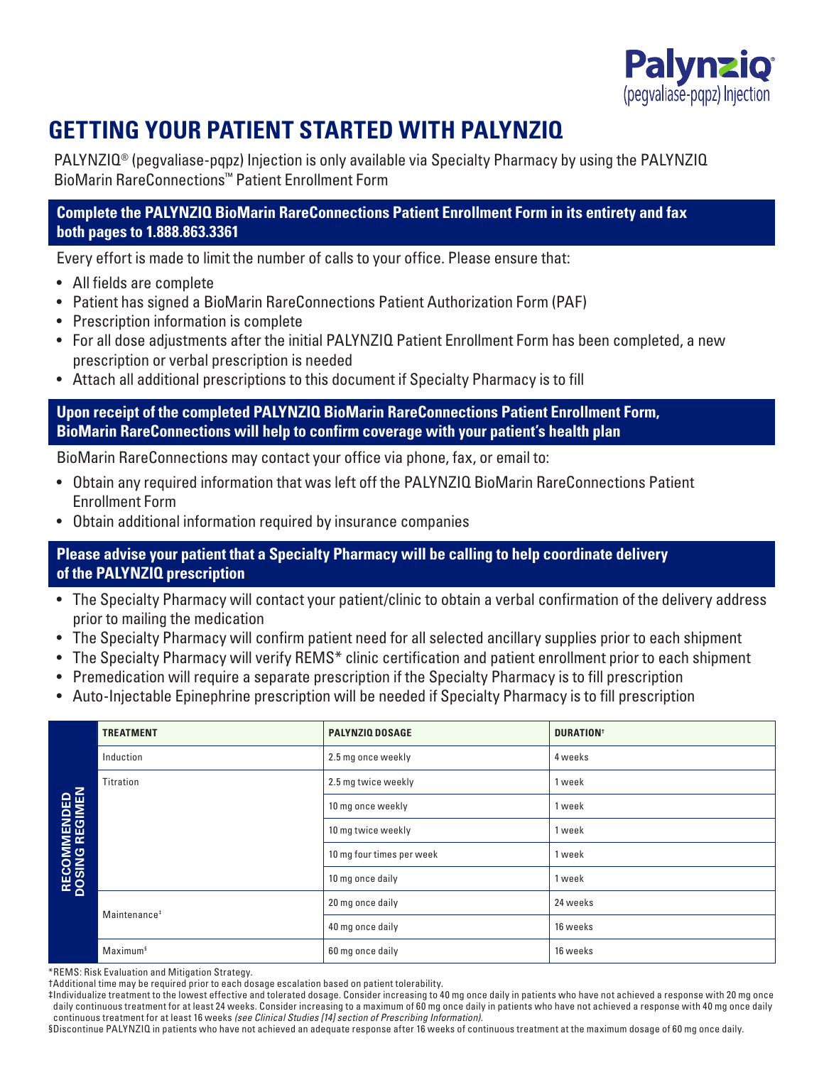Palynziq®
(pegvaliase-pqpz) Injection

# GETTING YOUR PATIENT STARTED WITH PALYNZIQ

PALYNZIQ® (pegvaliase-pqpz) Injection is only available via Specialty Pharmacy by using the PALYNZIQ BioMarin RareConnections™ Patient Enrollment Form

**Complete the PALYNZIQ BioMarin RareConnections Patient Enrollment Form in its entirety and fax both pages to 1.888.863.3361**

Every effort is made to limit the number of calls to your office. Please ensure that:

- All fields are complete
- Patient has signed a BioMarin RareConnections Patient Authorization Form (PAF)
- Prescription information is complete
- For all dose adjustments after the initial PALYNZIQ Patient Enrollment Form has been completed, a new prescription or verbal prescription is needed
- Attach all additional prescriptions to this document if Specialty Pharmacy is to fill

**Upon receipt of the completed PALYNZIQ BioMarin RareConnections Patient Enrollment Form, BioMarin RareConnections will help to confirm coverage with your patient's health plan**

BioMarin RareConnections may contact your office via phone, fax, or email to:

- Obtain any required information that was left off the PALYNZIQ BioMarin RareConnections Patient Enrollment Form
- Obtain additional information required by insurance companies

**Please advise your patient that a Specialty Pharmacy will be calling to help coordinate delivery of the PALYNZIQ prescription**

- The Specialty Pharmacy will contact your patient/clinic to obtain a verbal confirmation of the delivery address prior to mailing the medication
- The Specialty Pharmacy will confirm patient need for all selected ancillary supplies prior to each shipment
- The Specialty Pharmacy will verify REMS* clinic certification and patient enrollment prior to each shipment
- Premedication will require a separate prescription if the Specialty Pharmacy is to fill prescription
- Auto-Injectable Epinephrine prescription will be needed if Specialty Pharmacy is to fill prescription

| RECOMMENDED DOSING REGIMEN | TREATMENT | PALYNZIQ DOSAGE | DURATION† |
|---|---|---|---|
| | Induction | 2.5 mg once weekly | 4 weeks |
| | Titration | 2.5 mg twice weekly | 1 week |
| | | 10 mg once weekly | 1 week |
| | | 10 mg twice weekly | 1 week |
| | | 10 mg four times per week | 1 week |
| | | 10 mg once daily | 1 week |
| | Maintenance‡ | 20 mg once daily | 24 weeks |
| | | 40 mg once daily | 16 weeks |
| | Maximum§ | 60 mg once daily | 16 weeks |

*REMS: Risk Evaluation and Mitigation Strategy.

†Additional time may be required prior to each dosage escalation based on patient tolerability.

‡Individualize treatment to the lowest effective and tolerated dosage. Consider increasing to 40 mg once daily in patients who have not achieved a response with 20 mg once daily continuous treatment for at least 24 weeks. Consider increasing to a maximum of 60 mg once daily in patients who have not achieved a response with 40 mg once daily continuous treatment for at least 16 weeks *(see Clinical Studies [14] section of Prescribing Information)*.

§Discontinue PALYNZIQ in patients who have not achieved an adequate response after 16 weeks of continuous treatment at the maximum dosage of 60 mg once daily.